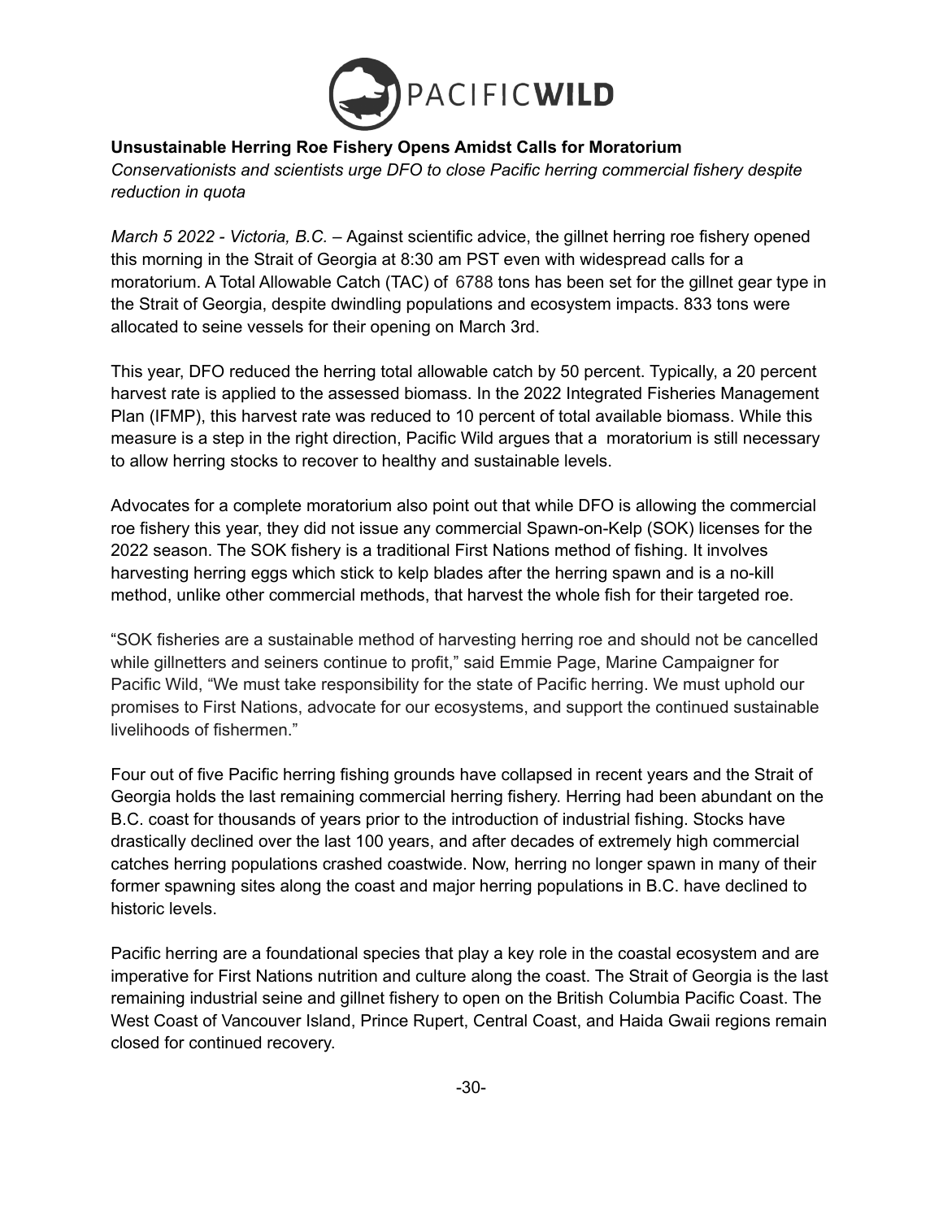PACIFIC**WILD**

**Unsustainable Herring Roe Fishery Opens Amidst Calls for Moratorium**

*Conservationists and scientists urge DFO to close Pacific herring commercial fishery despite reduction in quota*

*March 5 2022 - Victoria, B.C.* – Against scientific advice, the gillnet herring roe fishery opened this morning in the Strait of Georgia at 8:30 am PST even with widespread calls for a moratorium. A Total Allowable Catch (TAC) of 6788 tons has been set for the gillnet gear type in the Strait of Georgia, despite dwindling populations and ecosystem impacts. 833 tons were allocated to seine vessels for their opening on March 3rd.

This year, DFO reduced the herring total allowable catch by 50 percent. Typically, a 20 percent harvest rate is applied to the assessed biomass. In the 2022 Integrated Fisheries Management Plan (IFMP), this harvest rate was reduced to 10 percent of total available biomass. While this measure is a step in the right direction, Pacific Wild argues that a moratorium is still necessary to allow herring stocks to recover to healthy and sustainable levels.

Advocates for a complete moratorium also point out that while DFO is allowing the commercial roe fishery this year, they did not issue any commercial Spawn-on-Kelp (SOK) licenses for the 2022 season. The SOK fishery is a traditional First Nations method of fishing. It involves harvesting herring eggs which stick to kelp blades after the herring spawn and is a no-kill method, unlike other commercial methods, that harvest the whole fish for their targeted roe.

"SOK fisheries are a sustainable method of harvesting herring roe and should not be cancelled while gillnetters and seiners continue to profit," said Emmie Page, Marine Campaigner for Pacific Wild, "We must take responsibility for the state of Pacific herring. We must uphold our promises to First Nations, advocate for our ecosystems, and support the continued sustainable livelihoods of fishermen."

Four out of five Pacific herring fishing grounds have collapsed in recent years and the Strait of Georgia holds the last remaining commercial herring fishery. Herring had been abundant on the B.C. coast for thousands of years prior to the introduction of industrial fishing. Stocks have drastically declined over the last 100 years, and after decades of extremely high commercial catches herring populations crashed coastwide. Now, herring no longer spawn in many of their former spawning sites along the coast and major herring populations in B.C. have declined to historic levels.

Pacific herring are a foundational species that play a key role in the coastal ecosystem and are imperative for First Nations nutrition and culture along the coast. The Strait of Georgia is the last remaining industrial seine and gillnet fishery to open on the British Columbia Pacific Coast. The West Coast of Vancouver Island, Prince Rupert, Central Coast, and Haida Gwaii regions remain closed for continued recovery.

-30-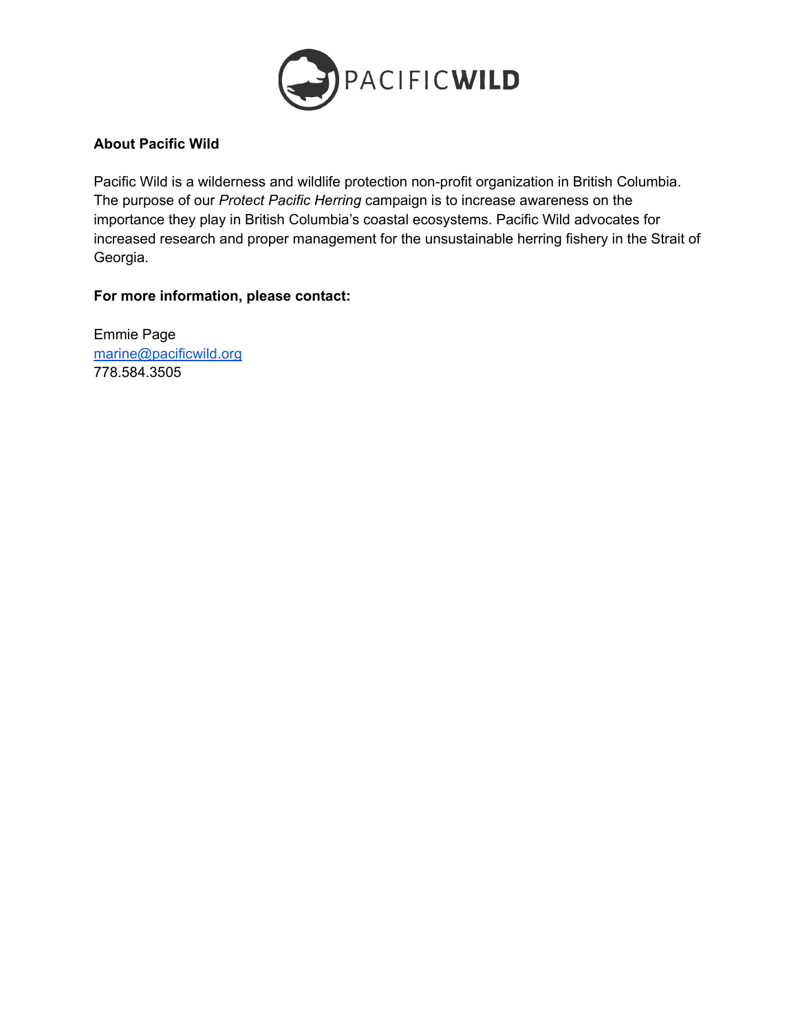PACIFIC**WILD**

**About Pacific Wild**

Pacific Wild is a wilderness and wildlife protection non-profit organization in British Columbia. The purpose of our *Protect Pacific Herring* campaign is to increase awareness on the importance they play in British Columbia's coastal ecosystems. Pacific Wild advocates for increased research and proper management for the unsustainable herring fishery in the Strait of Georgia.

**For more information, please contact:**

Emmie Page
marine@pacificwild.org
778.584.3505